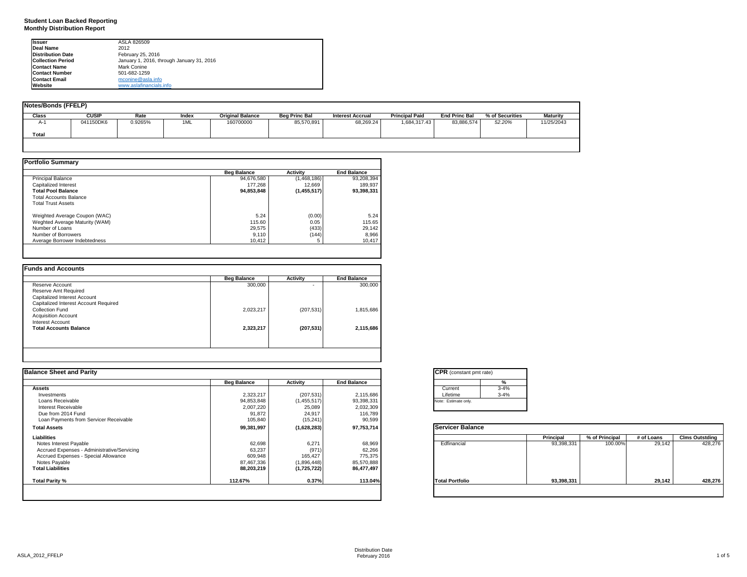**Student Loan Backed Reporting**
**Monthly Distribution Report**

| | |
|---|---|
| **Issuer** | ASLA 826509 |
| **Deal Name** | 2012 |
| **Distribution Date** | February 25, 2016 |
| **Collection Period** | January 1, 2016, through January 31, 2016 |
| **Contact Name** | Mark Conine |
| **Contact Number** | 501-682-1259 |
| **Contact Email** | mconine@asla.info |
| **Website** | www.aslafinancials.info |

**Notes/Bonds (FFELP)**

| Class | CUSIP | Rate | Index | Original Balance | Beg Princ Bal | Interest Accrual | Principal Paid | End Princ Bal | % of Securities | Maturity |
|---|---|---|---|---|---|---|---|---|---|---|
| A-1 | 041150DK6 | 0.9265% | 1ML | 160700000 | 85,570,891 | 68,269.24 | 1,684,317.43 | 83,886,574 | 52.20% | 11/25/2043 |
| **Total** | | | | | | | | | | |

**Portfolio Summary**

| | Beg Balance | Activity | End Balance |
|---|---|---|---|
| Principal Balance | 94,676,580 | (1,468,186) | 93,208,394 |
| Capitalized Interest | 177,268 | 12,669 | 189,937 |
| **Total Pool Balance** | **94,853,848** | **(1,455,517)** | **93,398,331** |
| Total Accounts Balance | | | |
| Total Trust Assets | | | |
| Weighted Average Coupon (WAC) | 5.24 | (0.00) | 5.24 |
| Weghted Average Maturity (WAM) | 115.60 | 0.05 | 115.65 |
| Number of Loans | 29,575 | (433) | 29,142 |
| Number of Borrowers | 9,110 | (144) | 8,966 |
| Average Borrower Indebtedness | 10,412 | 5 | 10,417 |

**Funds and Accounts**

| | Beg Balance | Activity | End Balance |
|---|---|---|---|
| Reserve Account | 300,000 | - | 300,000 |
| Reserve Amt Required | | | |
| Capitalized Interest Account | | | |
| Capitalized Interest Account Required | | | |
| Collection Fund | 2,023,217 | (207,531) | 1,815,686 |
| Acquisition Account | | | |
| Interest Account | | | |
| **Total Accounts Balance** | **2,323,217** | **(207,531)** | **2,115,686** |

**Balance Sheet and Parity**

| | Beg Balance | Activity | End Balance |
|---|---|---|---|
| **Assets** | | | |
| Investments | 2,323,217 | (207,531) | 2,115,686 |
| Loans Receivable | 94,853,848 | (1,455,517) | 93,398,331 |
| Interest Receivable | 2,007,220 | 25,089 | 2,032,309 |
| Due from 2014 Fund | 91,872 | 24,917 | 116,789 |
| Loan Payments from Servicer Receivable | 105,840 | (15,241) | 90,599 |
| **Total Assets** | **99,381,997** | **(1,628,283)** | **97,753,714** |
| **Liabilities** | | | |
| Notes Interest Payable | 62,698 | 6,271 | 68,969 |
| Accrued Expenses - Administrative/Servicing | 63,237 | (971) | 62,266 |
| Accrued Expenses - Special Allowance | 609,948 | 165,427 | 775,375 |
| Notes Payable | 87,467,336 | (1,896,448) | 85,570,888 |
| **Total Liabilities** | **88,203,219** | **(1,725,722)** | **86,477,497** |
| **Total Parity %** | **112.67%** | **0.37%** | **113.04%** |

**CPR** (constant pmt rate)

| | % |
|---|---|
| Current | 3-4% |
| Lifetime | 3-4% |

Note: Estimate only.

**Servicer Balance**

| | Principal | % of Principal | # of Loans | Clms Outstding |
|---|---|---|---|---|
| Edfinancial | 93,398,331 | 100.00% | 29,142 | 428,276 |
| **Total Portfolio** | **93,398,331** | | **29,142** | **428,276** |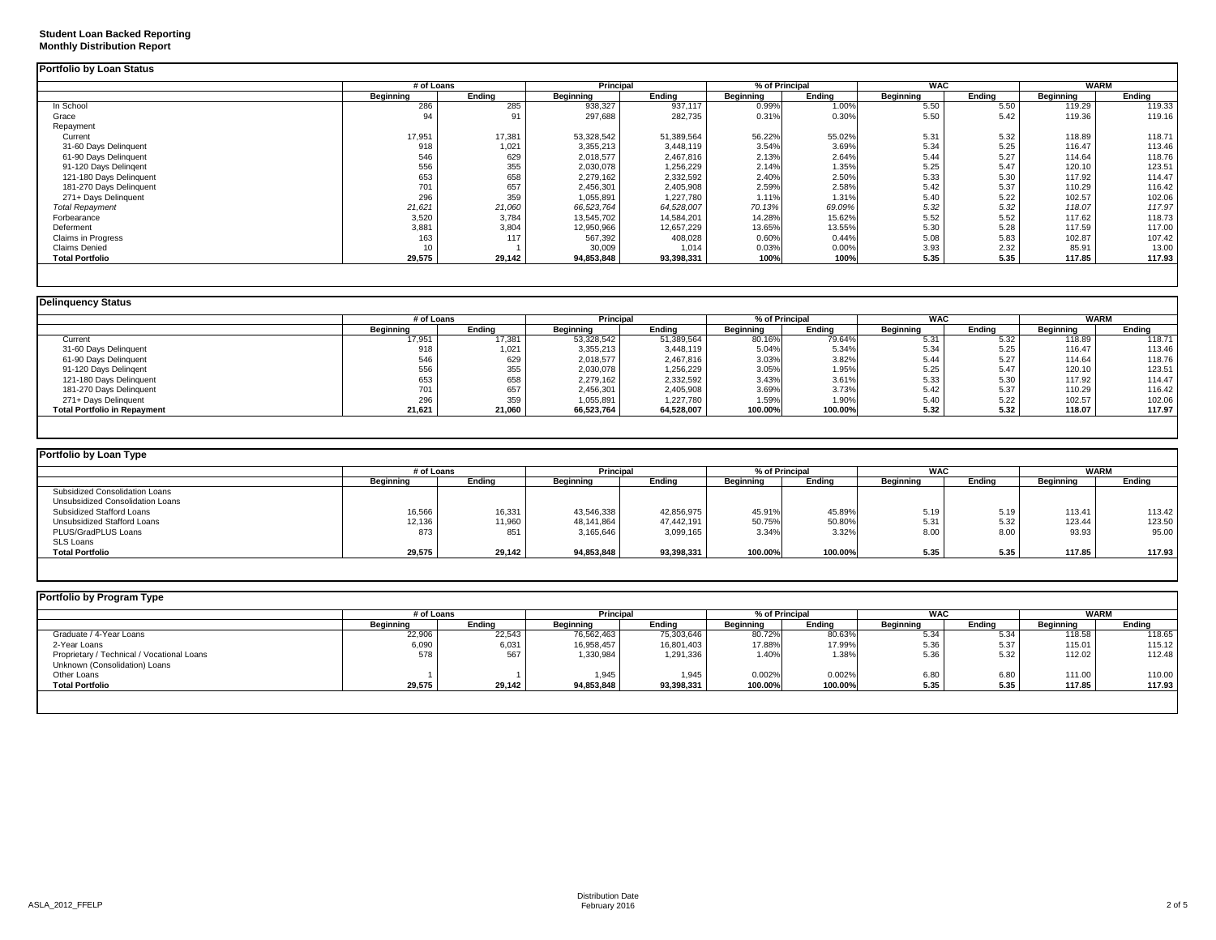**Student Loan Backed Reporting**
**Monthly Distribution Report**

## Portfolio by Loan Status

| | # of Loans | | Principal | | % of Principal | | WAC | | WARM | |
|---|---|---|---|---|---|---|---|---|---|---|
| | Beginning | Ending | Beginning | Ending | Beginning | Ending | Beginning | Ending | Beginning | Ending |
| In School | 286 | 285 | 938,327 | 937,117 | 0.99% | 1.00% | 5.50 | 5.50 | 119.29 | 119.33 |
| Grace | 94 | 91 | 297,688 | 282,735 | 0.31% | 0.30% | 5.50 | 5.42 | 119.36 | 119.16 |
| Repayment | | | | | | | | | | |
| Current | 17,951 | 17,381 | 53,328,542 | 51,389,564 | 56.22% | 55.02% | 5.31 | 5.32 | 118.89 | 118.71 |
| 31-60 Days Delinquent | 918 | 1,021 | 3,355,213 | 3,448,119 | 3.54% | 3.69% | 5.34 | 5.25 | 116.47 | 113.46 |
| 61-90 Days Delinquent | 546 | 629 | 2,018,577 | 2,467,816 | 2.13% | 2.64% | 5.44 | 5.27 | 114.64 | 118.76 |
| 91-120 Days Delinqent | 556 | 355 | 2,030,078 | 1,256,229 | 2.14% | 1.35% | 5.25 | 5.47 | 120.10 | 123.51 |
| 121-180 Days Delinquent | 653 | 658 | 2,279,162 | 2,332,592 | 2.40% | 2.50% | 5.33 | 5.30 | 117.92 | 114.47 |
| 181-270 Days Delinquent | 701 | 657 | 2,456,301 | 2,405,908 | 2.59% | 2.58% | 5.42 | 5.37 | 110.29 | 116.42 |
| 271+ Days Delinquent | 296 | 359 | 1,055,891 | 1,227,780 | 1.11% | 1.31% | 5.40 | 5.22 | 102.57 | 102.06 |
| *Total Repayment* | *21,621* | *21,060* | *66,523,764* | *64,528,007* | *70.13%* | *69.09%* | *5.32* | *5.32* | *118.07* | *117.97* |
| Forbearance | 3,520 | 3,784 | 13,545,702 | 14,584,201 | 14.28% | 15.62% | 5.52 | 5.52 | 117.62 | 118.73 |
| Deferment | 3,881 | 3,804 | 12,950,966 | 12,657,229 | 13.65% | 13.55% | 5.30 | 5.28 | 117.59 | 117.00 |
| Claims in Progress | 163 | 117 | 567,392 | 408,028 | 0.60% | 0.44% | 5.08 | 5.83 | 102.87 | 107.42 |
| Claims Denied | 10 | 1 | 30,009 | 1,014 | 0.03% | 0.00% | 3.93 | 2.32 | 85.91 | 13.00 |
| **Total Portfolio** | **29,575** | **29,142** | **94,853,848** | **93,398,331** | **100%** | **100%** | **5.35** | **5.35** | **117.85** | **117.93** |

## Delinquency Status

| | # of Loans | | Principal | | % of Principal | | WAC | | WARM | |
|---|---|---|---|---|---|---|---|---|---|---|
| | Beginning | Ending | Beginning | Ending | Beginning | Ending | Beginning | Ending | Beginning | Ending |
| Current | 17,951 | 17,381 | 53,328,542 | 51,389,564 | 80.16% | 79.64% | 5.31 | 5.32 | 118.89 | 118.71 |
| 31-60 Days Delinquent | 918 | 1,021 | 3,355,213 | 3,448,119 | 5.04% | 5.34% | 5.34 | 5.25 | 116.47 | 113.46 |
| 61-90 Days Delinquent | 546 | 629 | 2,018,577 | 2,467,816 | 3.03% | 3.82% | 5.44 | 5.27 | 114.64 | 118.76 |
| 91-120 Days Delinqent | 556 | 355 | 2,030,078 | 1,256,229 | 3.05% | 1.95% | 5.25 | 5.47 | 120.10 | 123.51 |
| 121-180 Days Delinquent | 653 | 658 | 2,279,162 | 2,332,592 | 3.43% | 3.61% | 5.33 | 5.30 | 117.92 | 114.47 |
| 181-270 Days Delinquent | 701 | 657 | 2,456,301 | 2,405,908 | 3.69% | 3.73% | 5.42 | 5.37 | 110.29 | 116.42 |
| 271+ Days Delinquent | 296 | 359 | 1,055,891 | 1,227,780 | 1.59% | 1.90% | 5.40 | 5.22 | 102.57 | 102.06 |
| **Total Portfolio in Repayment** | **21,621** | **21,060** | **66,523,764** | **64,528,007** | **100.00%** | **100.00%** | **5.32** | **5.32** | **118.07** | **117.97** |

## Portfolio by Loan Type

| | # of Loans | | Principal | | % of Principal | | WAC | | WARM | |
|---|---|---|---|---|---|---|---|---|---|---|
| | Beginning | Ending | Beginning | Ending | Beginning | Ending | Beginning | Ending | Beginning | Ending |
| Subsidized Consolidation Loans | | | | | | | | | | |
| Unsubsidized Consolidation Loans | | | | | | | | | | |
| Subsidized Stafford Loans | 16,566 | 16,331 | 43,546,338 | 42,856,975 | 45.91% | 45.89% | 5.19 | 5.19 | 113.41 | 113.42 |
| Unsubsidized Stafford Loans | 12,136 | 11,960 | 48,141,864 | 47,442,191 | 50.75% | 50.80% | 5.31 | 5.32 | 123.44 | 123.50 |
| PLUS/GradPLUS Loans | 873 | 851 | 3,165,646 | 3,099,165 | 3.34% | 3.32% | 8.00 | 8.00 | 93.93 | 95.00 |
| SLS Loans | | | | | | | | | | |
| **Total Portfolio** | **29,575** | **29,142** | **94,853,848** | **93,398,331** | **100.00%** | **100.00%** | **5.35** | **5.35** | **117.85** | **117.93** |

## Portfolio by Program Type

| | # of Loans | | Principal | | % of Principal | | WAC | | WARM | |
|---|---|---|---|---|---|---|---|---|---|---|
| | Beginning | Ending | Beginning | Ending | Beginning | Ending | Beginning | Ending | Beginning | Ending |
| Graduate / 4-Year Loans | 22,906 | 22,543 | 76,562,463 | 75,303,646 | 80.72% | 80.63% | 5.34 | 5.34 | 118.58 | 118.65 |
| 2-Year Loans | 6,090 | 6,031 | 16,958,457 | 16,801,403 | 17.88% | 17.99% | 5.36 | 5.37 | 115.01 | 115.12 |
| Proprietary / Technical / Vocational Loans | 578 | 567 | 1,330,984 | 1,291,336 | 1.40% | 1.38% | 5.36 | 5.32 | 112.02 | 112.48 |
| Unknown (Consolidation) Loans | | | | | | | | | | |
| Other Loans | 1 | 1 | 1,945 | 1,945 | 0.002% | 0.002% | 6.80 | 6.80 | 111.00 | 110.00 |
| **Total Portfolio** | **29,575** | **29,142** | **94,853,848** | **93,398,331** | **100.00%** | **100.00%** | **5.35** | **5.35** | **117.85** | **117.93** |

Distribution Date
February 2016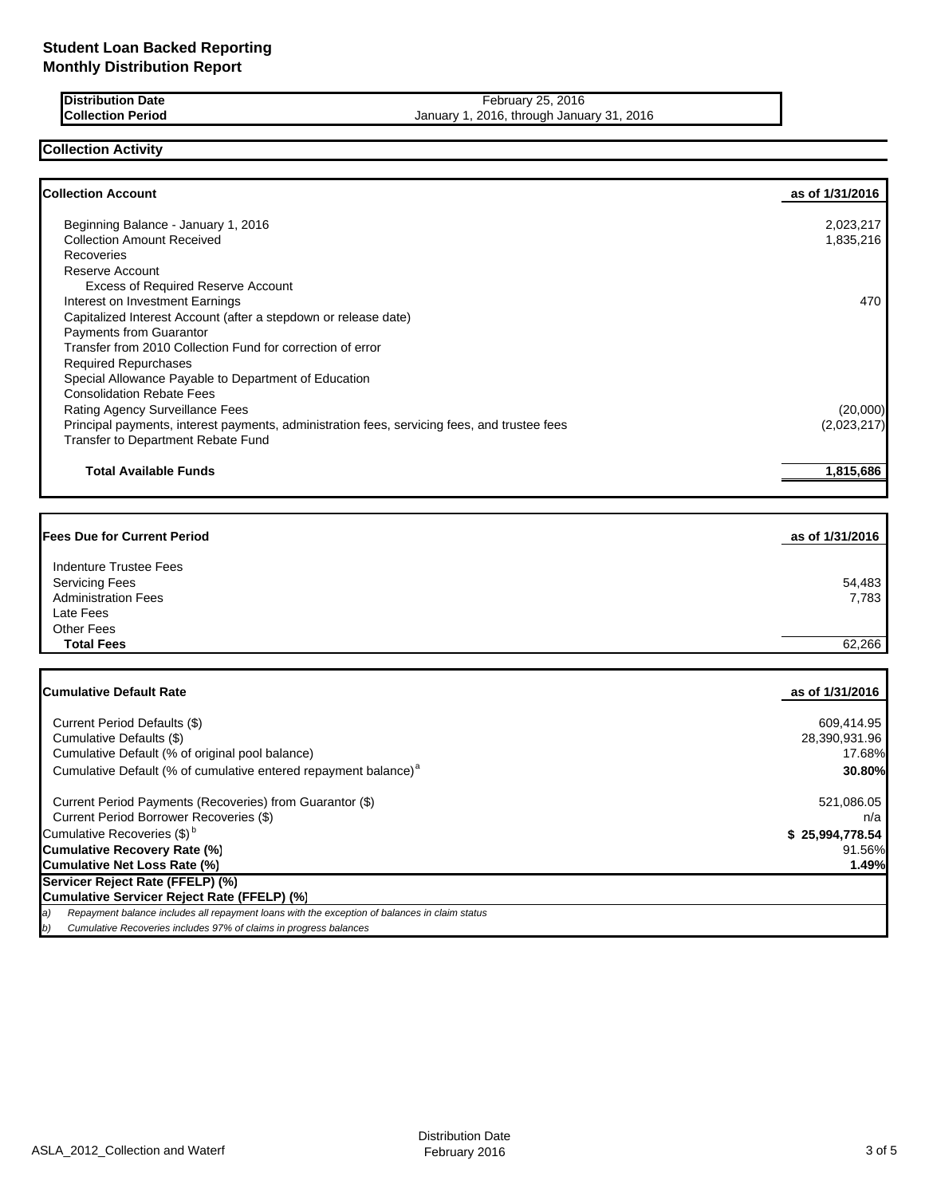# Student Loan Backed Reporting
## Monthly Distribution Report

| | |
|---|---|
| **Distribution Date** | February 25, 2016 |
| **Collection Period** | January 1, 2016, through January 31, 2016 |

## Collection Activity

| **Collection Account** | **as of 1/31/2016** |
|---|---|
| Beginning Balance - January 1, 2016 | 2,023,217 |
| Collection Amount Received | 1,835,216 |
| Recoveries | |
| Reserve Account | |
| Excess of Required Reserve Account | |
| Interest on Investment Earnings | 470 |
| Capitalized Interest Account (after a stepdown or release date) | |
| Payments from Guarantor | |
| Transfer from 2010 Collection Fund for correction of error | |
| Required Repurchases | |
| Special Allowance Payable to Department of Education | |
| Consolidation Rebate Fees | |
| Rating Agency Surveillance Fees | (20,000) |
| Principal payments, interest payments, administration fees, servicing fees, and trustee fees | (2,023,217) |
| Transfer to Department Rebate Fund | |
| **Total Available Funds** | **1,815,686** |

| **Fees Due for Current Period** | **as of 1/31/2016** |
|---|---|
| Indenture Trustee Fees | |
| Servicing Fees | 54,483 |
| Administration Fees | 7,783 |
| Late Fees | |
| Other Fees | |
| **Total Fees** | 62,266 |

| **Cumulative Default Rate** | **as of 1/31/2016** |
|---|---|
| Current Period Defaults ($) | 609,414.95 |
| Cumulative Defaults ($) | 28,390,931.96 |
| Cumulative Default (% of original pool balance) | 17.68% |
| Cumulative Default (% of cumulative entered repayment balance)[a] | **30.80%** |
| Current Period Payments (Recoveries) from Guarantor ($) | 521,086.05 |
| Current Period Borrower Recoveries ($) | n/a |
| Cumulative Recoveries ($)[b] | **$ 25,994,778.54** |
| **Cumulative Recovery Rate (%)** | 91.56% |
| **Cumulative Net Loss Rate (%)** | **1.49%** |
| **Servicer Reject Rate (FFELP) (%)** | |
| **Cumulative Servicer Reject Rate (FFELP) (%)** | |

*a) Repayment balance includes all repayment loans with the exception of balances in claim status*

*b) Cumulative Recoveries includes 97% of claims in progress balances*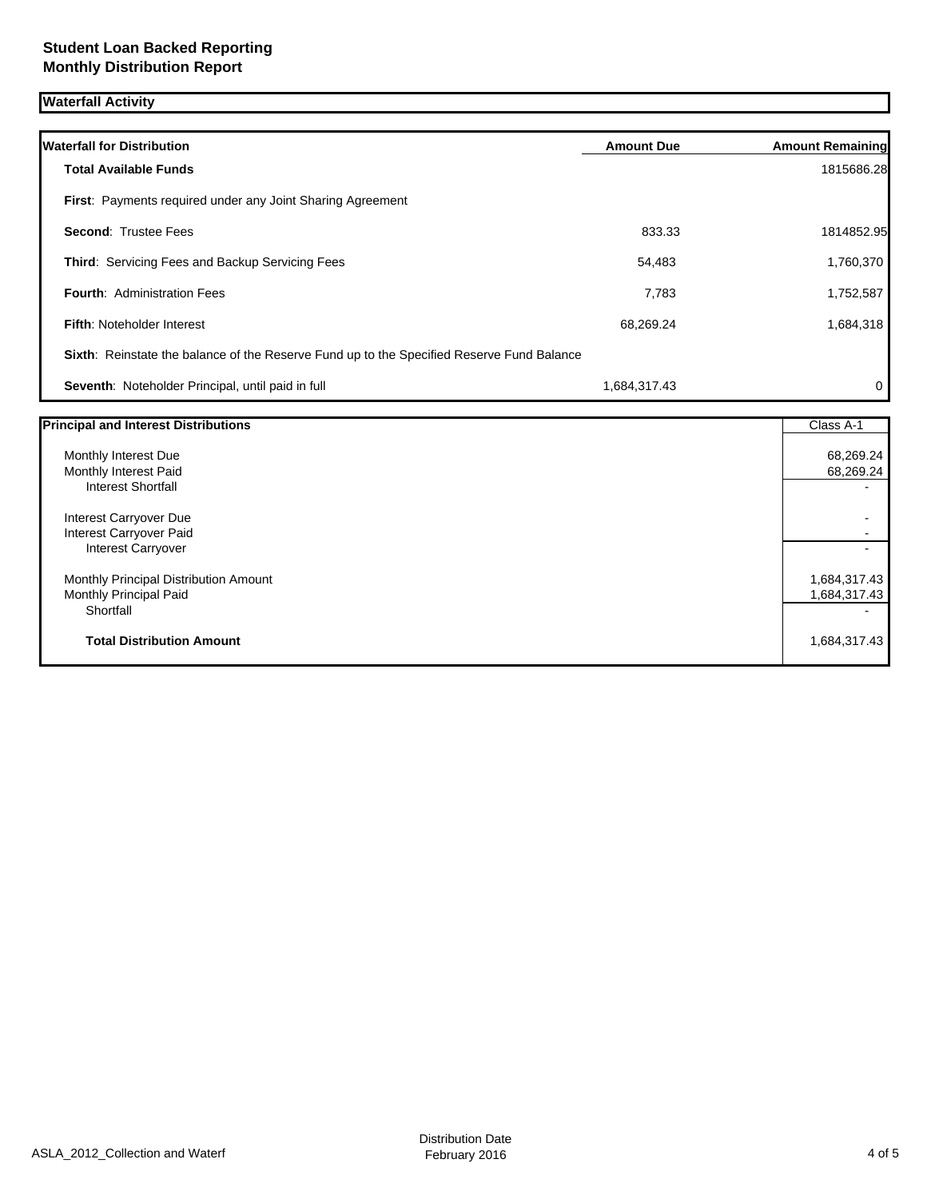**Student Loan Backed Reporting**
**Monthly Distribution Report**

## Waterfall Activity

| Waterfall for Distribution | Amount Due | Amount Remaining |
|---|---|---|
| **Total Available Funds** | | 1815686.28 |
| **First**: Payments required under any Joint Sharing Agreement | | |
| **Second**: Trustee Fees | 833.33 | 1814852.95 |
| **Third**: Servicing Fees and Backup Servicing Fees | 54,483 | 1,760,370 |
| **Fourth**: Administration Fees | 7,783 | 1,752,587 |
| **Fifth**: Noteholder Interest | 68,269.24 | 1,684,318 |
| **Sixth**: Reinstate the balance of the Reserve Fund up to the Specified Reserve Fund Balance | | |
| **Seventh**: Noteholder Principal, until paid in full | 1,684,317.43 | 0 |

| Principal and Interest Distributions | Class A-1 |
|---|---|
| Monthly Interest Due | 68,269.24 |
| Monthly Interest Paid | 68,269.24 |
| Interest Shortfall | - |
| Interest Carryover Due | - |
| Interest Carryover Paid | - |
| Interest Carryover | - |
| Monthly Principal Distribution Amount | 1,684,317.43 |
| Monthly Principal Paid | 1,684,317.43 |
| Shortfall | - |
| **Total Distribution Amount** | 1,684,317.43 |

ASLA_2012_Collection and Waterf

Distribution Date
February 2016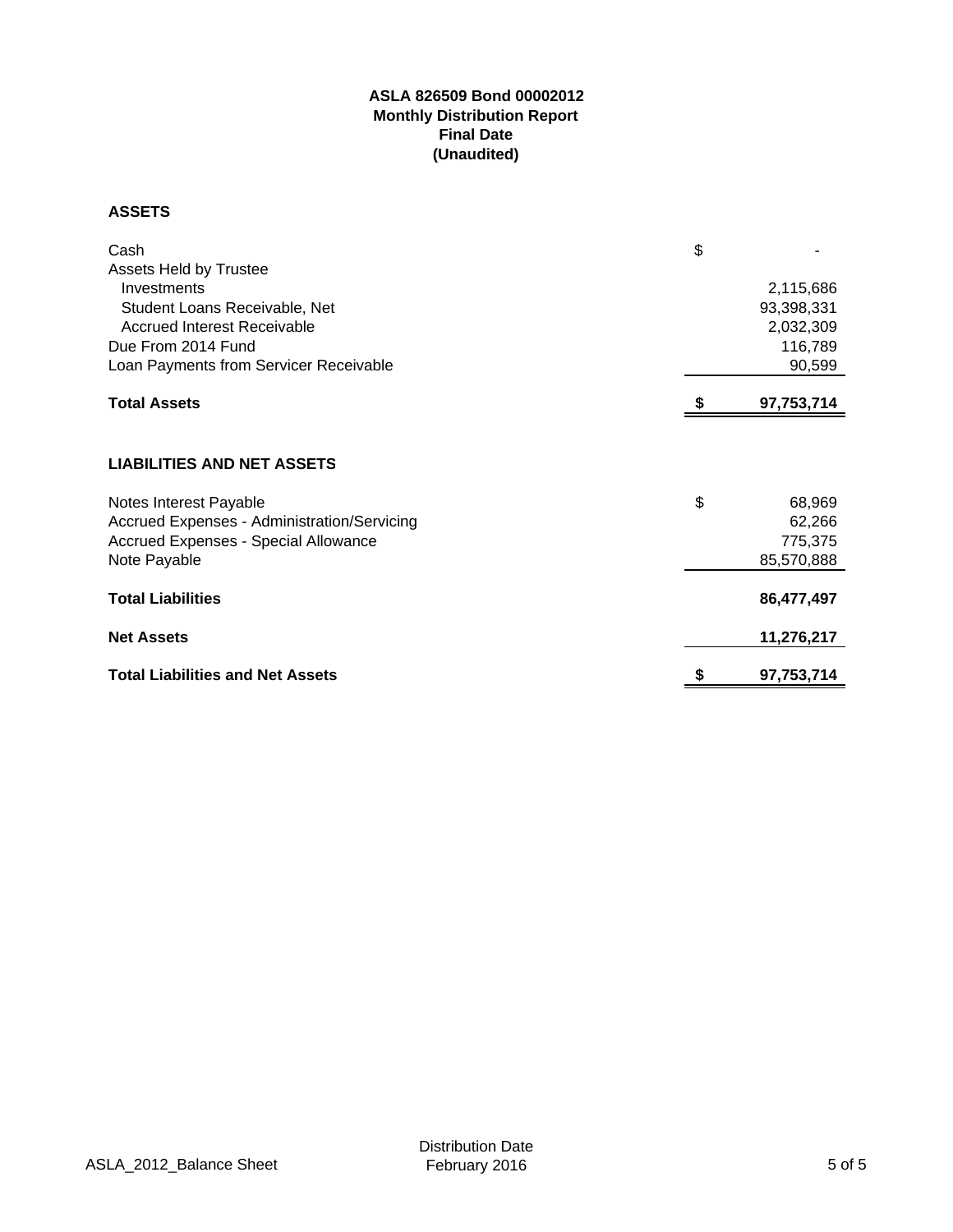**ASLA 826509 Bond 00002012**
**Monthly Distribution Report**
**Final Date**
**(Unaudited)**

## ASSETS

| | | |
|---|---|---|
| Cash | $ | - |
| Assets Held by Trustee | | |
| Investments | | 2,115,686 |
| Student Loans Receivable, Net | | 93,398,331 |
| Accrued Interest Receivable | | 2,032,309 |
| Due From 2014 Fund | | 116,789 |
| Loan Payments from Servicer Receivable | | 90,599 |
| **Total Assets** | **$** | **97,753,714** |

## LIABILITIES AND NET ASSETS

| | | |
|---|---|---|
| Notes Interest Payable | $ | 68,969 |
| Accrued Expenses - Administration/Servicing | | 62,266 |
| Accrued Expenses - Special Allowance | | 775,375 |
| Note Payable | | 85,570,888 |
| **Total Liabilities** | | **86,477,497** |
| **Net Assets** | | **11,276,217** |
| **Total Liabilities and Net Assets** | **$** | **97,753,714** |

ASLA_2012_Balance Sheet

Distribution Date
February 2016